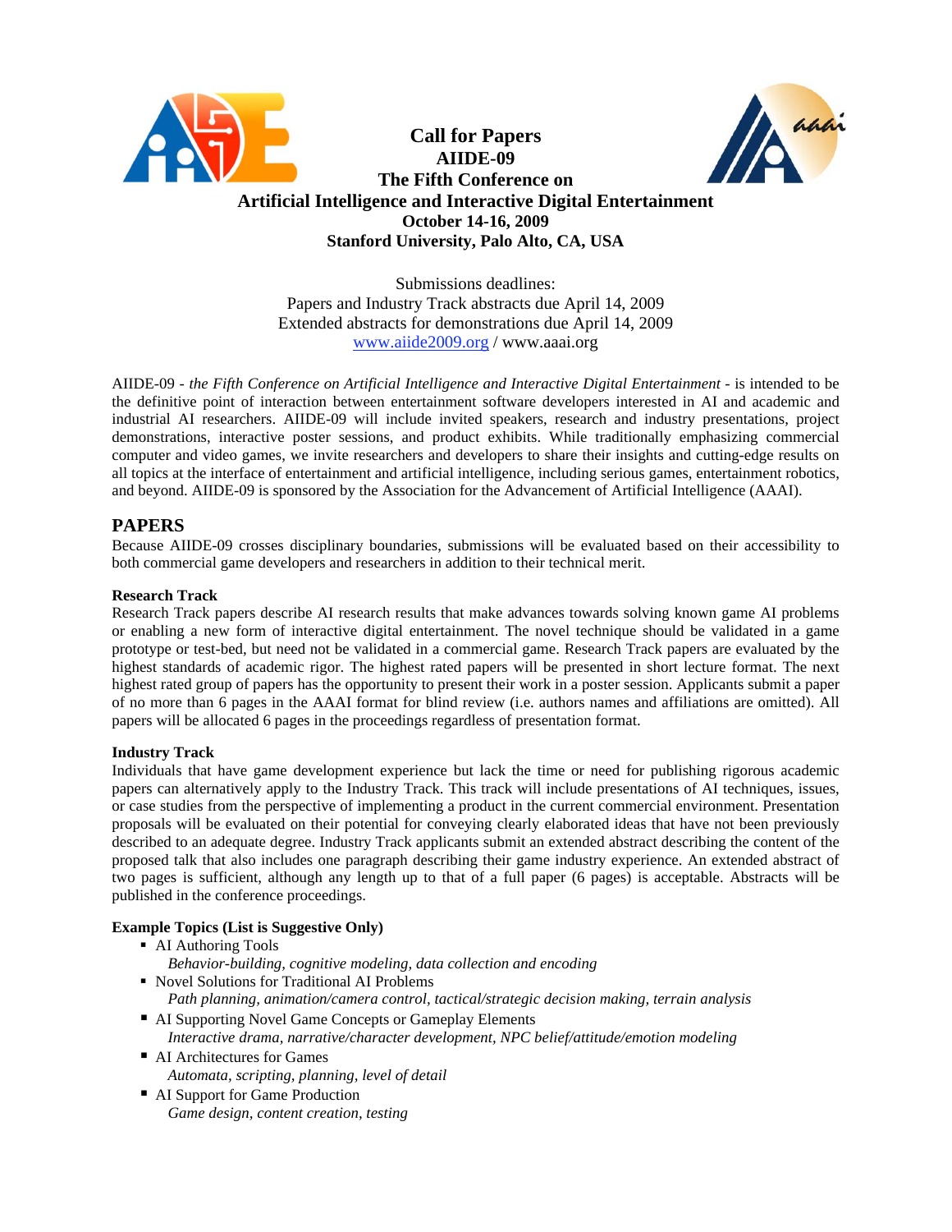# Call for Papers
## AIIDE-09
## The Fifth Conference on
## Artificial Intelligence and Interactive Digital Entertainment
**October 14-16, 2009**
**Stanford University, Palo Alto, CA, USA**

Submissions deadlines:
Papers and Industry Track abstracts due April 14, 2009
Extended abstracts for demonstrations due April 14, 2009
www.aiide2009.org / www.aaai.org

AIIDE-09 - *the Fifth Conference on Artificial Intelligence and Interactive Digital Entertainment* - is intended to be the definitive point of interaction between entertainment software developers interested in AI and academic and industrial AI researchers. AIIDE-09 will include invited speakers, research and industry presentations, project demonstrations, interactive poster sessions, and product exhibits. While traditionally emphasizing commercial computer and video games, we invite researchers and developers to share their insights and cutting-edge results on all topics at the interface of entertainment and artificial intelligence, including serious games, entertainment robotics, and beyond. AIIDE-09 is sponsored by the Association for the Advancement of Artificial Intelligence (AAAI).

## PAPERS

Because AIIDE-09 crosses disciplinary boundaries, submissions will be evaluated based on their accessibility to both commercial game developers and researchers in addition to their technical merit.

### Research Track

Research Track papers describe AI research results that make advances towards solving known game AI problems or enabling a new form of interactive digital entertainment. The novel technique should be validated in a game prototype or test-bed, but need not be validated in a commercial game. Research Track papers are evaluated by the highest standards of academic rigor. The highest rated papers will be presented in short lecture format. The next highest rated group of papers has the opportunity to present their work in a poster session. Applicants submit a paper of no more than 6 pages in the AAAI format for blind review (i.e. authors names and affiliations are omitted). All papers will be allocated 6 pages in the proceedings regardless of presentation format.

### Industry Track

Individuals that have game development experience but lack the time or need for publishing rigorous academic papers can alternatively apply to the Industry Track. This track will include presentations of AI techniques, issues, or case studies from the perspective of implementing a product in the current commercial environment. Presentation proposals will be evaluated on their potential for conveying clearly elaborated ideas that have not been previously described to an adequate degree. Industry Track applicants submit an extended abstract describing the content of the proposed talk that also includes one paragraph describing their game industry experience. An extended abstract of two pages is sufficient, although any length up to that of a full paper (6 pages) is acceptable. Abstracts will be published in the conference proceedings.

### Example Topics (List is Suggestive Only)

- AI Authoring Tools
  *Behavior-building, cognitive modeling, data collection and encoding*
- Novel Solutions for Traditional AI Problems
  *Path planning, animation/camera control, tactical/strategic decision making, terrain analysis*
- AI Supporting Novel Game Concepts or Gameplay Elements
  *Interactive drama, narrative/character development, NPC belief/attitude/emotion modeling*
- AI Architectures for Games
  *Automata, scripting, planning, level of detail*
- AI Support for Game Production
  *Game design, content creation, testing*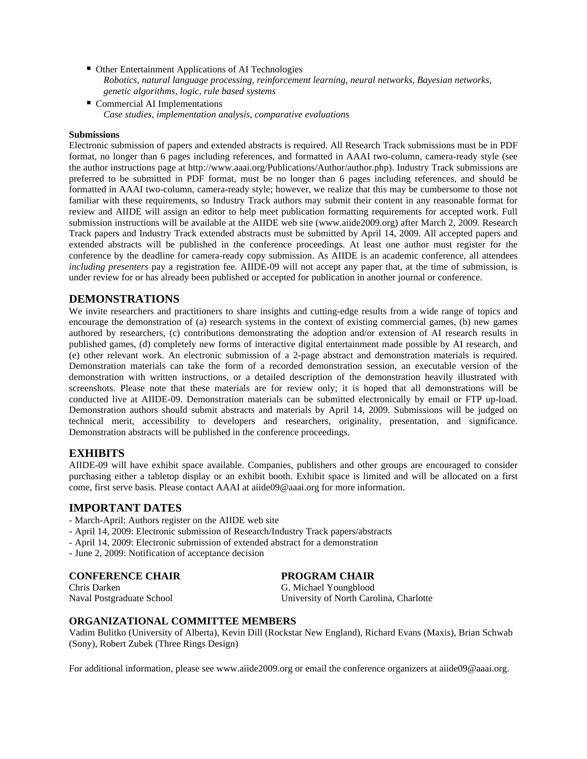- Other Entertainment Applications of AI Technologies
  *Robotics, natural language processing, reinforcement learning, neural networks, Bayesian networks, genetic algorithms, logic, rule based systems*
- Commercial AI Implementations
  *Case studies, implementation analysis, comparative evaluations*

**Submissions**

Electronic submission of papers and extended abstracts is required. All Research Track submissions must be in PDF format, no longer than 6 pages including references, and formatted in AAAI two-column, camera-ready style (see the author instructions page at http://www.aaai.org/Publications/Author/author.php). Industry Track submissions are preferred to be submitted in PDF format, must be no longer than 6 pages including references, and should be formatted in AAAI two-column, camera-ready style; however, we realize that this may be cumbersome to those not familiar with these requirements, so Industry Track authors may submit their content in any reasonable format for review and AIIDE will assign an editor to help meet publication formatting requirements for accepted work. Full submission instructions will be available at the AIIDE web site (www.aiide2009.org) after March 2, 2009. Research Track papers and Industry Track extended abstracts must be submitted by April 14, 2009. All accepted papers and extended abstracts will be published in the conference proceedings. At least one author must register for the conference by the deadline for camera-ready copy submission. As AIIDE is an academic conference, all attendees *including presenters* pay a registration fee. AIIDE-09 will not accept any paper that, at the time of submission, is under review for or has already been published or accepted for publication in another journal or conference.

## DEMONSTRATIONS

We invite researchers and practitioners to share insights and cutting-edge results from a wide range of topics and encourage the demonstration of (a) research systems in the context of existing commercial games, (b) new games authored by researchers, (c) contributions demonstrating the adoption and/or extension of AI research results in published games, (d) completely new forms of interactive digital entertainment made possible by AI research, and (e) other relevant work. An electronic submission of a 2-page abstract and demonstration materials is required. Demonstration materials can take the form of a recorded demonstration session, an executable version of the demonstration with written instructions, or a detailed description of the demonstration heavily illustrated with screenshots. Please note that these materials are for review only; it is hoped that all demonstrations will be conducted live at AIIDE-09. Demonstration materials can be submitted electronically by email or FTP up-load. Demonstration authors should submit abstracts and materials by April 14, 2009. Submissions will be judged on technical merit, accessibility to developers and researchers, originality, presentation, and significance. Demonstration abstracts will be published in the conference proceedings.

## EXHIBITS

AIIDE-09 will have exhibit space available. Companies, publishers and other groups are encouraged to consider purchasing either a tabletop display or an exhibit booth. Exhibit space is limited and will be allocated on a first come, first serve basis. Please contact AAAI at aiide09@aaai.org for more information.

## IMPORTANT DATES

- March-April: Authors register on the AIIDE web site
- April 14, 2009: Electronic submission of Research/Industry Track papers/abstracts
- April 14, 2009: Electronic submission of extended abstract for a demonstration
- June 2, 2009: Notification of acceptance decision

### CONFERENCE CHAIR

Chris Darken
Naval Postgraduate School

### PROGRAM CHAIR

G. Michael Youngblood
University of North Carolina, Charlotte

### ORGANIZATIONAL COMMITTEE MEMBERS

Vadim Bulitko (University of Alberta), Kevin Dill (Rockstar New England), Richard Evans (Maxis), Brian Schwab (Sony), Robert Zubek (Three Rings Design)

For additional information, please see www.aiide2009.org or email the conference organizers at aiide09@aaai.org.